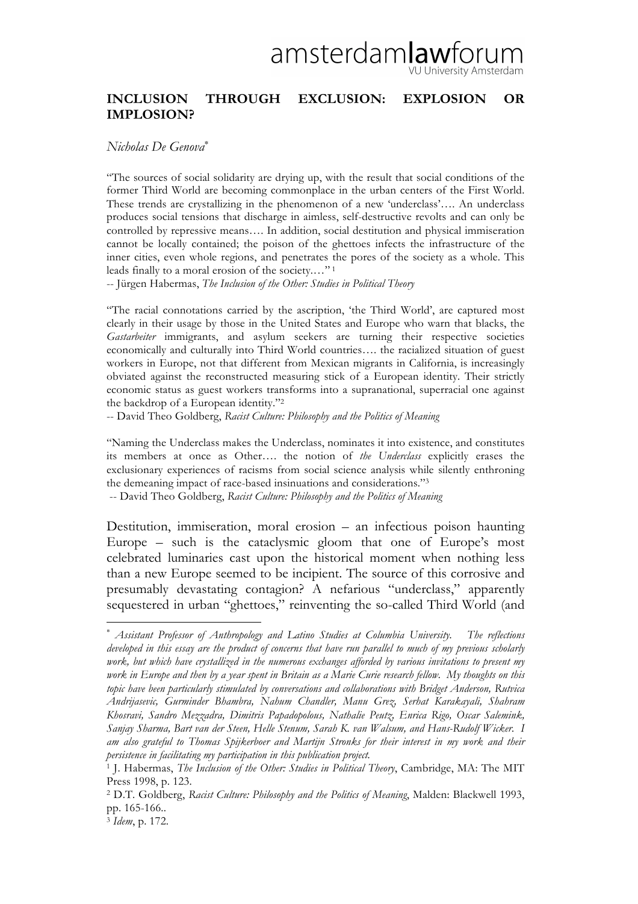# INCLUSION THROUGH EXCLUSION: EXPLOSION OR IMPLOSION?

*Nicholas De Genova*[*]

"The sources of social solidarity are drying up, with the result that social conditions of the former Third World are becoming commonplace in the urban centers of the First World. These trends are crystallizing in the phenomenon of a new 'underclass'…. An underclass produces social tensions that discharge in aimless, self-destructive revolts and can only be controlled by repressive means…. In addition, social destitution and physical immiseration cannot be locally contained; the poison of the ghettoes infects the infrastructure of the inner cities, even whole regions, and penetrates the pores of the society as a whole. This leads finally to a moral erosion of the society.…"[1]

-- Jürgen Habermas, *The Inclusion of the Other: Studies in Political Theory*

"The racial connotations carried by the ascription, 'the Third World', are captured most clearly in their usage by those in the United States and Europe who warn that blacks, the *Gastarbeiter* immigrants, and asylum seekers are turning their respective societies economically and culturally into Third World countries…. the racialized situation of guest workers in Europe, not that different from Mexican migrants in California, is increasingly obviated against the reconstructed measuring stick of a European identity. Their strictly economic status as guest workers transforms into a supranational, superracial one against the backdrop of a European identity."[2]

-- David Theo Goldberg, *Racist Culture: Philosophy and the Politics of Meaning*

"Naming the Underclass makes the Underclass, nominates it into existence, and constitutes its members at once as Other…. the notion of *the Underclass* explicitly erases the exclusionary experiences of racisms from social science analysis while silently enthroning the demeaning impact of race-based insinuations and considerations."[3]

-- David Theo Goldberg, *Racist Culture: Philosophy and the Politics of Meaning*

Destitution, immiseration, moral erosion – an infectious poison haunting Europe – such is the cataclysmic gloom that one of Europe's most celebrated luminaries cast upon the historical moment when nothing less than a new Europe seemed to be incipient. The source of this corrosive and presumably devastating contagion? A nefarious "underclass," apparently sequestered in urban "ghettoes," reinventing the so-called Third World (and

---

[*] *Assistant Professor of Anthropology and Latino Studies at Columbia University. The reflections developed in this essay are the product of concerns that have run parallel to much of my previous scholarly work, but which have crystallized in the numerous exchanges afforded by various invitations to present my work in Europe and then by a year spent in Britain as a Marie Curie research fellow. My thoughts on this topic have been particularly stimulated by conversations and collaborations with Bridget Anderson, Rutvica Andrijasevic, Gurminder Bhambra, Nahum Chandler, Manu Grez, Serhat Karakayali, Shahram Khosravi, Sandro Mezzadra, Dimitris Papadopolous, Nathalie Peutz, Enrica Rigo, Oscar Salemink, Sanjay Sharma, Bart van der Steen, Helle Stenum, Sarah K. van Walsum, and Hans-Rudolf Wicker. I am also grateful to Thomas Spijkerboer and Martijn Stronks for their interest in my work and their persistence in facilitating my participation in this publication project.*

[1] J. Habermas, *The Inclusion of the Other: Studies in Political Theory*, Cambridge, MA: The MIT Press 1998, p. 123.

[2] D.T. Goldberg, *Racist Culture: Philosophy and the Politics of Meaning*, Malden: Blackwell 1993, pp. 165-166..

[3] *Idem*, p. 172.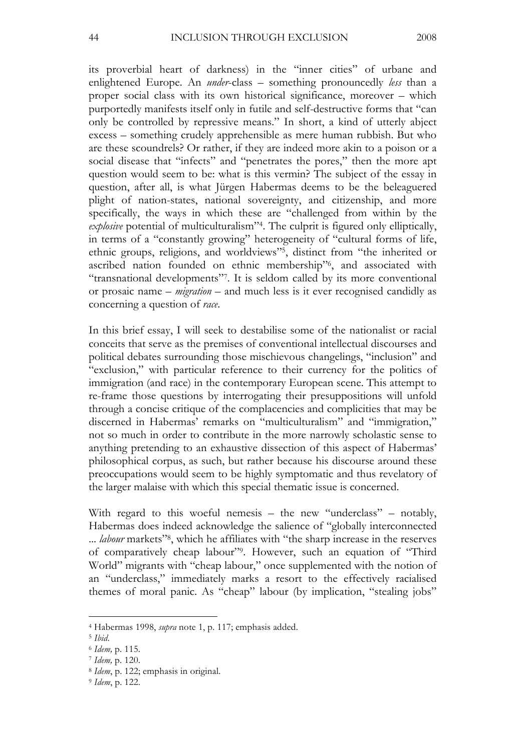its proverbial heart of darkness) in the "inner cities" of urbane and enlightened Europe. An *under*-class – something pronouncedly *less* than a proper social class with its own historical significance, moreover – which purportedly manifests itself only in futile and self-destructive forms that "can only be controlled by repressive means." In short, a kind of utterly abject excess – something crudely apprehensible as mere human rubbish. But who are these scoundrels? Or rather, if they are indeed more akin to a poison or a social disease that "infects" and "penetrates the pores," then the more apt question would seem to be: what is this vermin? The subject of the essay in question, after all, is what Jürgen Habermas deems to be the beleaguered plight of nation-states, national sovereignty, and citizenship, and more specifically, the ways in which these are "challenged from within by the *explosive* potential of multiculturalism"[4]. The culprit is figured only elliptically, in terms of a "constantly growing" heterogeneity of "cultural forms of life, ethnic groups, religions, and worldviews"[5], distinct from "the inherited or ascribed nation founded on ethnic membership"[6], and associated with "transnational developments"[7]. It is seldom called by its more conventional or prosaic name – *migration* – and much less is it ever recognised candidly as concerning a question of *race*.

In this brief essay, I will seek to destabilise some of the nationalist or racial conceits that serve as the premises of conventional intellectual discourses and political debates surrounding those mischievous changelings, "inclusion" and "exclusion," with particular reference to their currency for the politics of immigration (and race) in the contemporary European scene. This attempt to re-frame those questions by interrogating their presuppositions will unfold through a concise critique of the complacencies and complicities that may be discerned in Habermas' remarks on "multiculturalism" and "immigration," not so much in order to contribute in the more narrowly scholastic sense to anything pretending to an exhaustive dissection of this aspect of Habermas' philosophical corpus, as such, but rather because his discourse around these preoccupations would seem to be highly symptomatic and thus revelatory of the larger malaise with which this special thematic issue is concerned.

With regard to this woeful nemesis – the new "underclass" – notably, Habermas does indeed acknowledge the salience of "globally interconnected ... *labour* markets"[8], which he affiliates with "the sharp increase in the reserves of comparatively cheap labour"[9]. However, such an equation of "Third World" migrants with "cheap labour," once supplemented with the notion of an "underclass," immediately marks a resort to the effectively racialised themes of moral panic. As "cheap" labour (by implication, "stealing jobs"

---

[4] Habermas 1998, *supra* note 1, p. 117; emphasis added.

[5] *Ibid.*

[6] *Idem,* p. 115.

[7] *Idem,* p. 120.

[8] *Idem*, p. 122; emphasis in original.

[9] *Idem*, p. 122.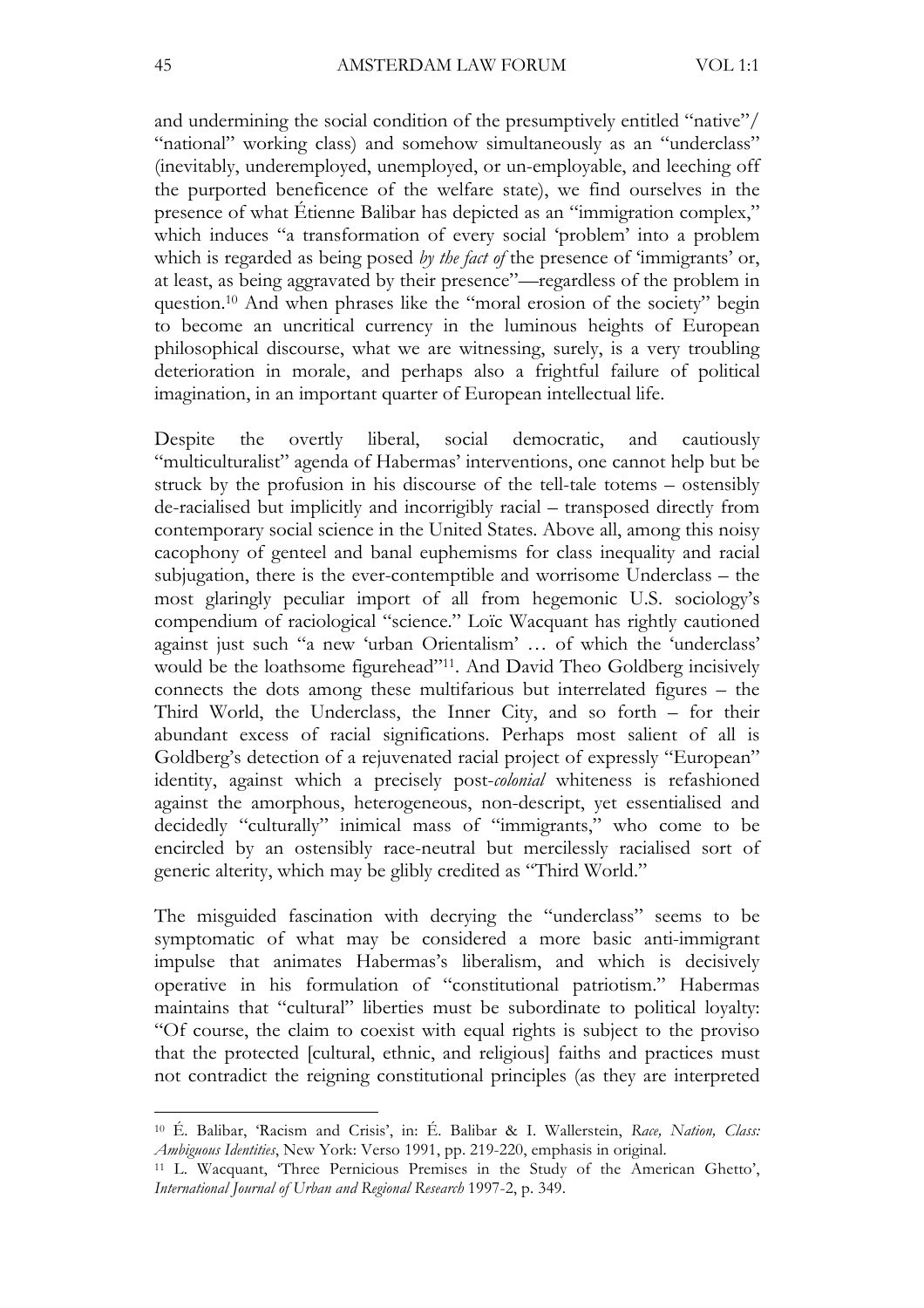and undermining the social condition of the presumptively entitled "native"/ "national" working class) and somehow simultaneously as an "underclass" (inevitably, underemployed, unemployed, or un-employable, and leeching off the purported beneficence of the welfare state), we find ourselves in the presence of what Étienne Balibar has depicted as an "immigration complex," which induces "a transformation of every social 'problem' into a problem which is regarded as being posed *by the fact of* the presence of 'immigrants' or, at least, as being aggravated by their presence"—regardless of the problem in question.[10] And when phrases like the "moral erosion of the society" begin to become an uncritical currency in the luminous heights of European philosophical discourse, what we are witnessing, surely, is a very troubling deterioration in morale, and perhaps also a frightful failure of political imagination, in an important quarter of European intellectual life.

Despite the overtly liberal, social democratic, and cautiously "multiculturalist" agenda of Habermas' interventions, one cannot help but be struck by the profusion in his discourse of the tell-tale totems – ostensibly de-racialised but implicitly and incorrigibly racial – transposed directly from contemporary social science in the United States. Above all, among this noisy cacophony of genteel and banal euphemisms for class inequality and racial subjugation, there is the ever-contemptible and worrisome Underclass – the most glaringly peculiar import of all from hegemonic U.S. sociology's compendium of raciological "science." Loïc Wacquant has rightly cautioned against just such "a new 'urban Orientalism' … of which the 'underclass' would be the loathsome figurehead"[11]. And David Theo Goldberg incisively connects the dots among these multifarious but interrelated figures – the Third World, the Underclass, the Inner City, and so forth – for their abundant excess of racial significations. Perhaps most salient of all is Goldberg's detection of a rejuvenated racial project of expressly "European" identity, against which a precisely post-*colonial* whiteness is refashioned against the amorphous, heterogeneous, non-descript, yet essentialised and decidedly "culturally" inimical mass of "immigrants," who come to be encircled by an ostensibly race-neutral but mercilessly racialised sort of generic alterity, which may be glibly credited as "Third World."

The misguided fascination with decrying the "underclass" seems to be symptomatic of what may be considered a more basic anti-immigrant impulse that animates Habermas's liberalism, and which is decisively operative in his formulation of "constitutional patriotism." Habermas maintains that "cultural" liberties must be subordinate to political loyalty: "Of course, the claim to coexist with equal rights is subject to the proviso that the protected [cultural, ethnic, and religious] faiths and practices must not contradict the reigning constitutional principles (as they are interpreted

---

[10] É. Balibar, 'Racism and Crisis', in: É. Balibar & I. Wallerstein, *Race, Nation, Class: Ambiguous Identities*, New York: Verso 1991, pp. 219-220, emphasis in original.

[11] L. Wacquant, 'Three Pernicious Premises in the Study of the American Ghetto', *International Journal of Urban and Regional Research* 1997-2, p. 349.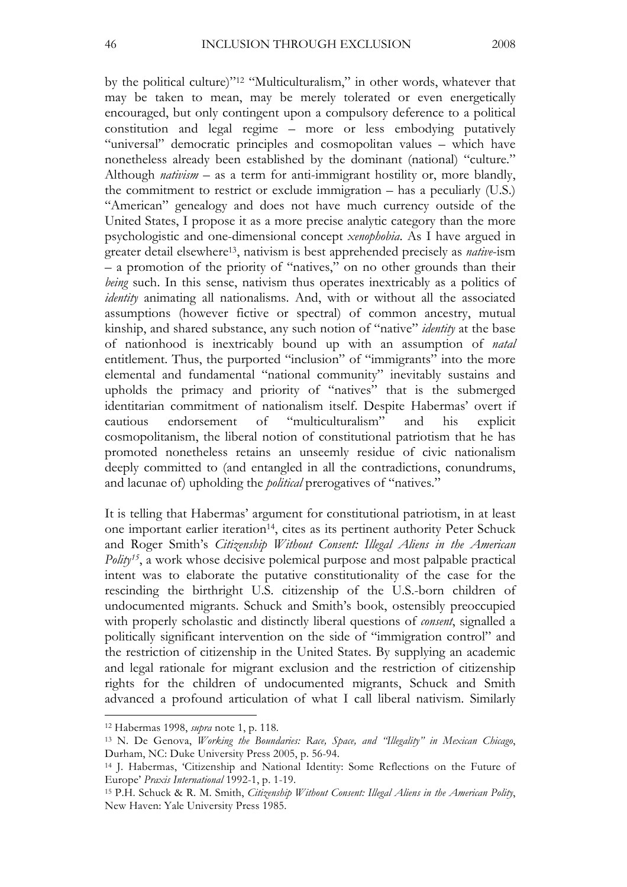by the political culture)"[12] "Multiculturalism," in other words, whatever that may be taken to mean, may be merely tolerated or even energetically encouraged, but only contingent upon a compulsory deference to a political constitution and legal regime – more or less embodying putatively "universal" democratic principles and cosmopolitan values – which have nonetheless already been established by the dominant (national) "culture." Although *nativism* – as a term for anti-immigrant hostility or, more blandly, the commitment to restrict or exclude immigration – has a peculiarly (U.S.) "American" genealogy and does not have much currency outside of the United States, I propose it as a more precise analytic category than the more psychologistic and one-dimensional concept *xenophobia*. As I have argued in greater detail elsewhere[13], nativism is best apprehended precisely as *native*-ism – a promotion of the priority of "natives," on no other grounds than their *being* such. In this sense, nativism thus operates inextricably as a politics of *identity* animating all nationalisms. And, with or without all the associated assumptions (however fictive or spectral) of common ancestry, mutual kinship, and shared substance, any such notion of "native" *identity* at the base of nationhood is inextricably bound up with an assumption of *natal* entitlement. Thus, the purported "inclusion" of "immigrants" into the more elemental and fundamental "national community" inevitably sustains and upholds the primacy and priority of "natives" that is the submerged identitarian commitment of nationalism itself. Despite Habermas' overt if cautious endorsement of "multiculturalism" and his explicit cosmopolitanism, the liberal notion of constitutional patriotism that he has promoted nonetheless retains an unseemly residue of civic nationalism deeply committed to (and entangled in all the contradictions, conundrums, and lacunae of) upholding the *political* prerogatives of "natives."

It is telling that Habermas' argument for constitutional patriotism, in at least one important earlier iteration[14], cites as its pertinent authority Peter Schuck and Roger Smith's *Citizenship Without Consent: Illegal Aliens in the American Polity*[15], a work whose decisive polemical purpose and most palpable practical intent was to elaborate the putative constitutionality of the case for the rescinding the birthright U.S. citizenship of the U.S.-born children of undocumented migrants. Schuck and Smith's book, ostensibly preoccupied with properly scholastic and distinctly liberal questions of *consent*, signalled a politically significant intervention on the side of "immigration control" and the restriction of citizenship in the United States. By supplying an academic and legal rationale for migrant exclusion and the restriction of citizenship rights for the children of undocumented migrants, Schuck and Smith advanced a profound articulation of what I call liberal nativism. Similarly

---

[12] Habermas 1998, *supra* note 1, p. 118.

[13] N. De Genova, *Working the Boundaries: Race, Space, and "Illegality" in Mexican Chicago*, Durham, NC: Duke University Press 2005, p. 56-94.

[14] J. Habermas, 'Citizenship and National Identity: Some Reflections on the Future of Europe' *Praxis International* 1992-1, p. 1-19.

[15] P.H. Schuck & R. M. Smith, *Citizenship Without Consent: Illegal Aliens in the American Polity*, New Haven: Yale University Press 1985.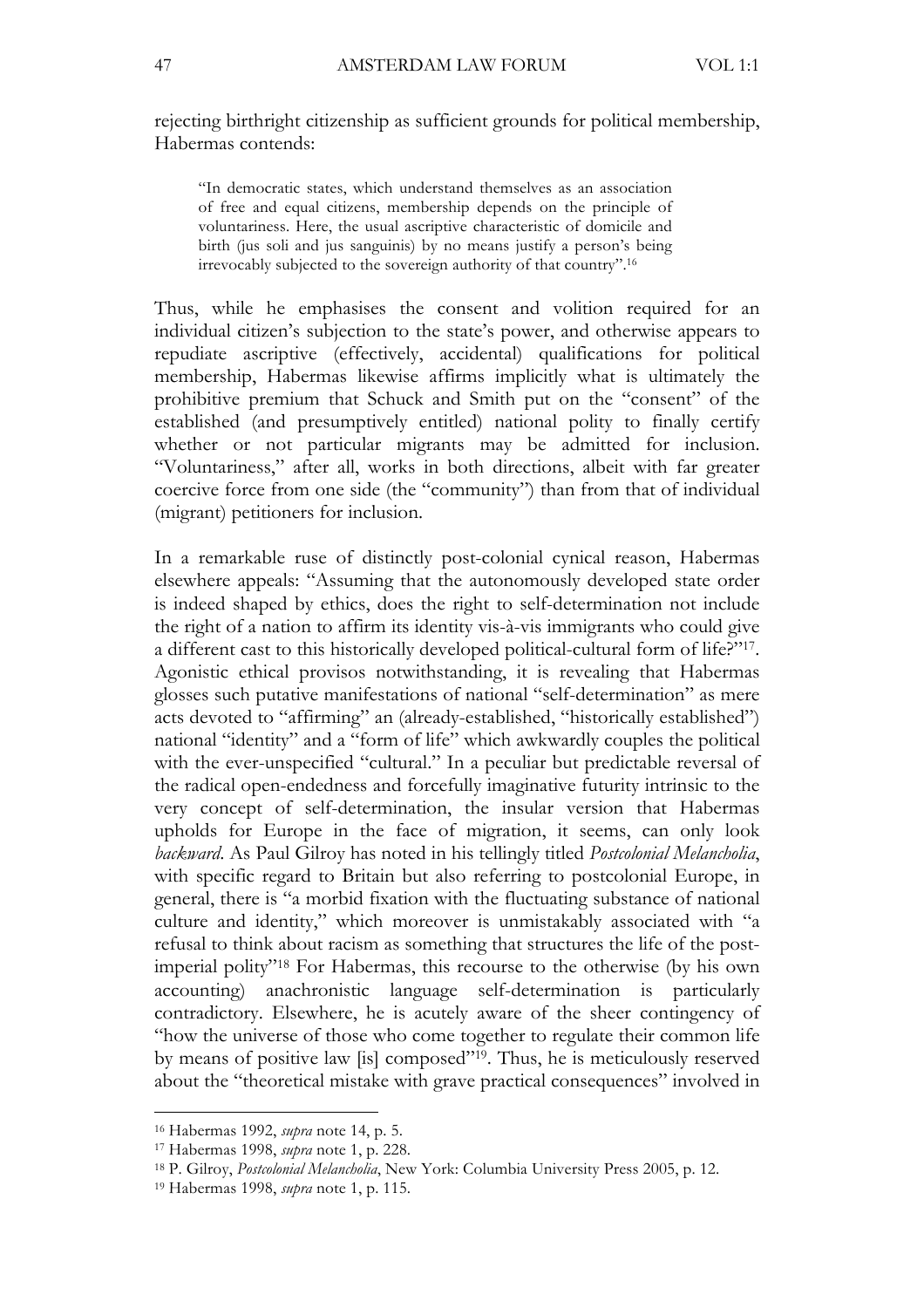rejecting birthright citizenship as sufficient grounds for political membership, Habermas contends:

> "In democratic states, which understand themselves as an association of free and equal citizens, membership depends on the principle of voluntariness. Here, the usual ascriptive characteristic of domicile and birth (jus soli and jus sanguinis) by no means justify a person's being irrevocably subjected to the sovereign authority of that country".[16]

Thus, while he emphasises the consent and volition required for an individual citizen's subjection to the state's power, and otherwise appears to repudiate ascriptive (effectively, accidental) qualifications for political membership, Habermas likewise affirms implicitly what is ultimately the prohibitive premium that Schuck and Smith put on the "consent" of the established (and presumptively entitled) national polity to finally certify whether or not particular migrants may be admitted for inclusion. "Voluntariness," after all, works in both directions, albeit with far greater coercive force from one side (the "community") than from that of individual (migrant) petitioners for inclusion.

In a remarkable ruse of distinctly post-colonial cynical reason, Habermas elsewhere appeals: "Assuming that the autonomously developed state order is indeed shaped by ethics, does the right to self-determination not include the right of a nation to affirm its identity vis-à-vis immigrants who could give a different cast to this historically developed political-cultural form of life?"[17]. Agonistic ethical provisos notwithstanding, it is revealing that Habermas glosses such putative manifestations of national "self-determination" as mere acts devoted to "affirming" an (already-established, "historically established") national "identity" and a "form of life" which awkwardly couples the political with the ever-unspecified "cultural." In a peculiar but predictable reversal of the radical open-endedness and forcefully imaginative futurity intrinsic to the very concept of self-determination, the insular version that Habermas upholds for Europe in the face of migration, it seems, can only look *backward*. As Paul Gilroy has noted in his tellingly titled *Postcolonial Melancholia*, with specific regard to Britain but also referring to postcolonial Europe, in general, there is "a morbid fixation with the fluctuating substance of national culture and identity," which moreover is unmistakably associated with "a refusal to think about racism as something that structures the life of the post-imperial polity"[18] For Habermas, this recourse to the otherwise (by his own accounting) anachronistic language self-determination is particularly contradictory. Elsewhere, he is acutely aware of the sheer contingency of "how the universe of those who come together to regulate their common life by means of positive law [is] composed"[19]. Thus, he is meticulously reserved about the "theoretical mistake with grave practical consequences" involved in

---

[16] Habermas 1992, *supra* note 14, p. 5.

[17] Habermas 1998, *supra* note 1, p. 228.

[18] P. Gilroy, *Postcolonial Melancholia*, New York: Columbia University Press 2005, p. 12.

[19] Habermas 1998, *supra* note 1, p. 115.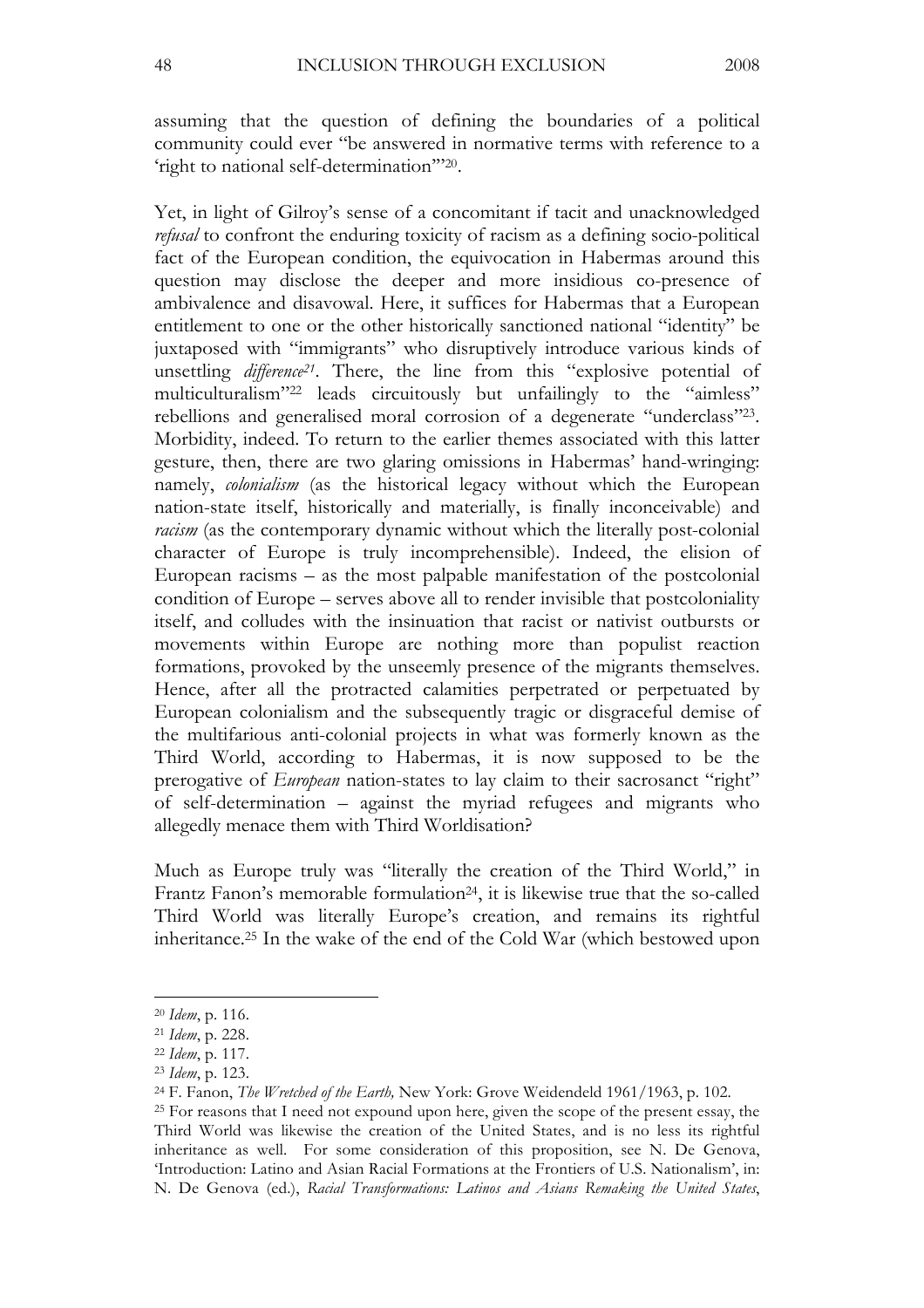assuming that the question of defining the boundaries of a political community could ever "be answered in normative terms with reference to a 'right to national self-determination'"[20].

Yet, in light of Gilroy's sense of a concomitant if tacit and unacknowledged *refusal* to confront the enduring toxicity of racism as a defining socio-political fact of the European condition, the equivocation in Habermas around this question may disclose the deeper and more insidious co-presence of ambivalence and disavowal. Here, it suffices for Habermas that a European entitlement to one or the other historically sanctioned national "identity" be juxtaposed with "immigrants" who disruptively introduce various kinds of unsettling *difference*[21]. There, the line from this "explosive potential of multiculturalism"[22] leads circuitously but unfailingly to the "aimless" rebellions and generalised moral corrosion of a degenerate "underclass"[23]. Morbidity, indeed. To return to the earlier themes associated with this latter gesture, then, there are two glaring omissions in Habermas' hand-wringing: namely, *colonialism* (as the historical legacy without which the European nation-state itself, historically and materially, is finally inconceivable) and *racism* (as the contemporary dynamic without which the literally post-colonial character of Europe is truly incomprehensible). Indeed, the elision of European racisms – as the most palpable manifestation of the postcolonial condition of Europe – serves above all to render invisible that postcoloniality itself, and colludes with the insinuation that racist or nativist outbursts or movements within Europe are nothing more than populist reaction formations, provoked by the unseemly presence of the migrants themselves. Hence, after all the protracted calamities perpetrated or perpetuated by European colonialism and the subsequently tragic or disgraceful demise of the multifarious anti-colonial projects in what was formerly known as the Third World, according to Habermas, it is now supposed to be the prerogative of *European* nation-states to lay claim to their sacrosanct "right" of self-determination – against the myriad refugees and migrants who allegedly menace them with Third Worldisation?

Much as Europe truly was "literally the creation of the Third World," in Frantz Fanon's memorable formulation[24], it is likewise true that the so-called Third World was literally Europe's creation, and remains its rightful inheritance.[25] In the wake of the end of the Cold War (which bestowed upon

---

[20] *Idem*, p. 116.

[21] *Idem*, p. 228.

[22] *Idem*, p. 117.

[23] *Idem*, p. 123.

[24] F. Fanon, *The Wretched of the Earth,* New York: Grove Weidendeld 1961/1963, p. 102.

[25] For reasons that I need not expound upon here, given the scope of the present essay, the Third World was likewise the creation of the United States, and is no less its rightful inheritance as well. For some consideration of this proposition, see N. De Genova, 'Introduction: Latino and Asian Racial Formations at the Frontiers of U.S. Nationalism', in: N. De Genova (ed.), *Racial Transformations: Latinos and Asians Remaking the United States*,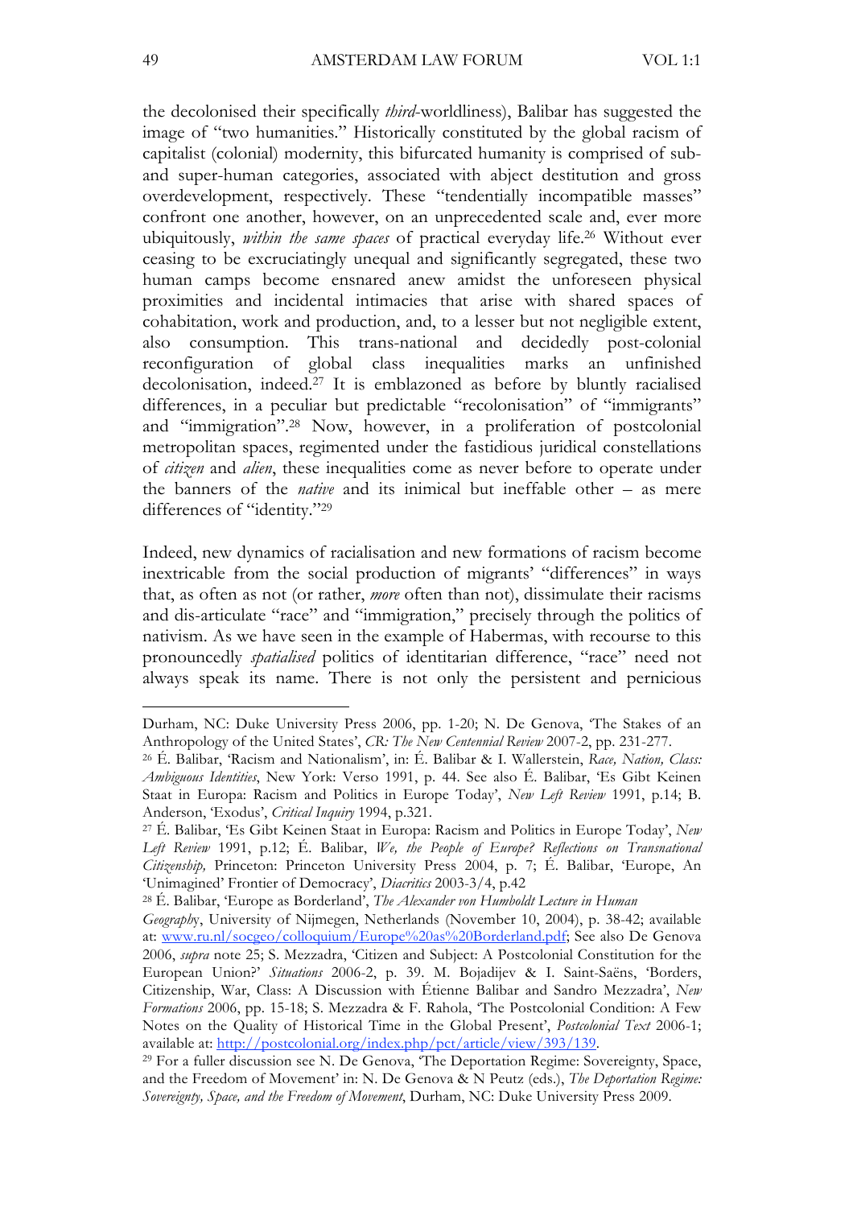the decolonised their specifically *third*-worldliness), Balibar has suggested the image of "two humanities." Historically constituted by the global racism of capitalist (colonial) modernity, this bifurcated humanity is comprised of sub- and super-human categories, associated with abject destitution and gross overdevelopment, respectively. These "tendentially incompatible masses" confront one another, however, on an unprecedented scale and, ever more ubiquitously, *within the same spaces* of practical everyday life.[26] Without ever ceasing to be excruciatingly unequal and significantly segregated, these two human camps become ensnared anew amidst the unforeseen physical proximities and incidental intimacies that arise with shared spaces of cohabitation, work and production, and, to a lesser but not negligible extent, also consumption. This trans-national and decidedly post-colonial reconfiguration of global class inequalities marks an unfinished decolonisation, indeed.[27] It is emblazoned as before by bluntly racialised differences, in a peculiar but predictable "recolonisation" of "immigrants" and "immigration".[28] Now, however, in a proliferation of postcolonial metropolitan spaces, regimented under the fastidious juridical constellations of *citizen* and *alien*, these inequalities come as never before to operate under the banners of the *native* and its inimical but ineffable other – as mere differences of "identity."[29]

Indeed, new dynamics of racialisation and new formations of racism become inextricable from the social production of migrants' "differences" in ways that, as often as not (or rather, *more* often than not), dissimulate their racisms and dis-articulate "race" and "immigration," precisely through the politics of nativism. As we have seen in the example of Habermas, with recourse to this pronouncedly *spatialised* politics of identitarian difference, "race" need not always speak its name. There is not only the persistent and pernicious

---

Durham, NC: Duke University Press 2006, pp. 1-20; N. De Genova, 'The Stakes of an Anthropology of the United States', *CR: The New Centennial Review* 2007-2, pp. 231-277.

[26] É. Balibar, 'Racism and Nationalism', in: É. Balibar & I. Wallerstein, *Race, Nation, Class: Ambiguous Identities*, New York: Verso 1991, p. 44. See also É. Balibar, 'Es Gibt Keinen Staat in Europa: Racism and Politics in Europe Today', *New Left Review* 1991, p.14; B. Anderson, 'Exodus', *Critical Inquiry* 1994, p.321.

[27] É. Balibar, 'Es Gibt Keinen Staat in Europa: Racism and Politics in Europe Today', *New Left Review* 1991, p.12; É. Balibar, *We, the People of Europe? Reflections on Transnational Citizenship,* Princeton: Princeton University Press 2004, p. 7; É. Balibar, 'Europe, An 'Unimagined' Frontier of Democracy', *Diacritics* 2003-3/4, p.42

[28] É. Balibar, 'Europe as Borderland', *The Alexander von Humboldt Lecture in Human Geography*, University of Nijmegen, Netherlands (November 10, 2004), p. 38-42; available at: www.ru.nl/socgeo/colloquium/Europe%20as%20Borderland.pdf; See also De Genova 2006, *supra* note 25; S. Mezzadra, 'Citizen and Subject: A Postcolonial Constitution for the European Union?' *Situations* 2006-2, p. 39. M. Bojadijev & I. Saint-Saëns, 'Borders, Citizenship, War, Class: A Discussion with Étienne Balibar and Sandro Mezzadra', *New Formations* 2006, pp. 15-18; S. Mezzadra & F. Rahola, 'The Postcolonial Condition: A Few Notes on the Quality of Historical Time in the Global Present', *Postcolonial Text* 2006-1; available at: http://postcolonial.org/index.php/pct/article/view/393/139.

[29] For a fuller discussion see N. De Genova, 'The Deportation Regime: Sovereignty, Space, and the Freedom of Movement' in: N. De Genova & N Peutz (eds.), *The Deportation Regime: Sovereignty, Space, and the Freedom of Movement*, Durham, NC: Duke University Press 2009.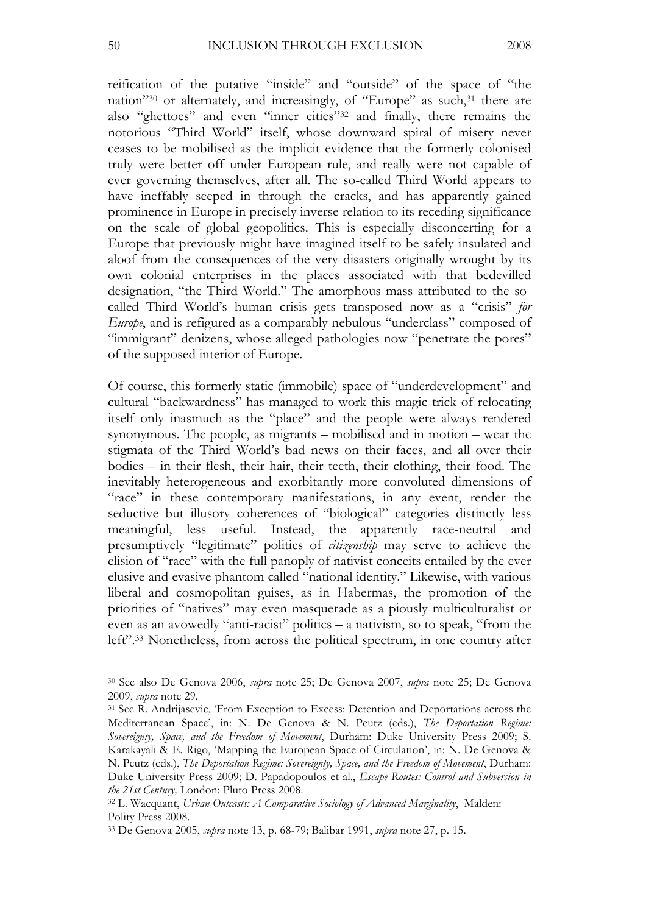reification of the putative "inside" and "outside" of the space of "the nation"[30] or alternately, and increasingly, of "Europe" as such,[31] there are also "ghettoes" and even "inner cities"[32] and finally, there remains the notorious "Third World" itself, whose downward spiral of misery never ceases to be mobilised as the implicit evidence that the formerly colonised truly were better off under European rule, and really were not capable of ever governing themselves, after all. The so-called Third World appears to have ineffably seeped in through the cracks, and has apparently gained prominence in Europe in precisely inverse relation to its receding significance on the scale of global geopolitics. This is especially disconcerting for a Europe that previously might have imagined itself to be safely insulated and aloof from the consequences of the very disasters originally wrought by its own colonial enterprises in the places associated with that bedevilled designation, "the Third World." The amorphous mass attributed to the so-called Third World's human crisis gets transposed now as a "crisis" *for Europe*, and is refigured as a comparably nebulous "underclass" composed of "immigrant" denizens, whose alleged pathologies now "penetrate the pores" of the supposed interior of Europe.

Of course, this formerly static (immobile) space of "underdevelopment" and cultural "backwardness" has managed to work this magic trick of relocating itself only inasmuch as the "place" and the people were always rendered synonymous. The people, as migrants – mobilised and in motion – wear the stigmata of the Third World's bad news on their faces, and all over their bodies – in their flesh, their hair, their teeth, their clothing, their food. The inevitably heterogeneous and exorbitantly more convoluted dimensions of "race" in these contemporary manifestations, in any event, render the seductive but illusory coherences of "biological" categories distinctly less meaningful, less useful. Instead, the apparently race-neutral and presumptively "legitimate" politics of *citizenship* may serve to achieve the elision of "race" with the full panoply of nativist conceits entailed by the ever elusive and evasive phantom called "national identity." Likewise, with various liberal and cosmopolitan guises, as in Habermas, the promotion of the priorities of "natives" may even masquerade as a piously multiculturalist or even as an avowedly "anti-racist" politics – a nativism, so to speak, "from the left".[33] Nonetheless, from across the political spectrum, in one country after

---

[30] See also De Genova 2006, *supra* note 25; De Genova 2007, *supra* note 25; De Genova 2009, *supra* note 29.

[31] See R. Andrijasevic, 'From Exception to Excess: Detention and Deportations across the Mediterranean Space', in: N. De Genova & N. Peutz (eds.), *The Deportation Regime: Sovereignty, Space, and the Freedom of Movement*, Durham: Duke University Press 2009; S. Karakayali & E. Rigo, 'Mapping the European Space of Circulation', in: N. De Genova & N. Peutz (eds.), *The Deportation Regime: Sovereignty, Space, and the Freedom of Movement*, Durham: Duke University Press 2009; D. Papadopoulos et al., *Escape Routes: Control and Subversion in the 21st Century,* London: Pluto Press 2008.

[32] L. Wacquant, *Urban Outcasts: A Comparative Sociology of Advanced Marginality*, Malden: Polity Press 2008.

[33] De Genova 2005, *supra* note 13, p. 68-79; Balibar 1991, *supra* note 27, p. 15.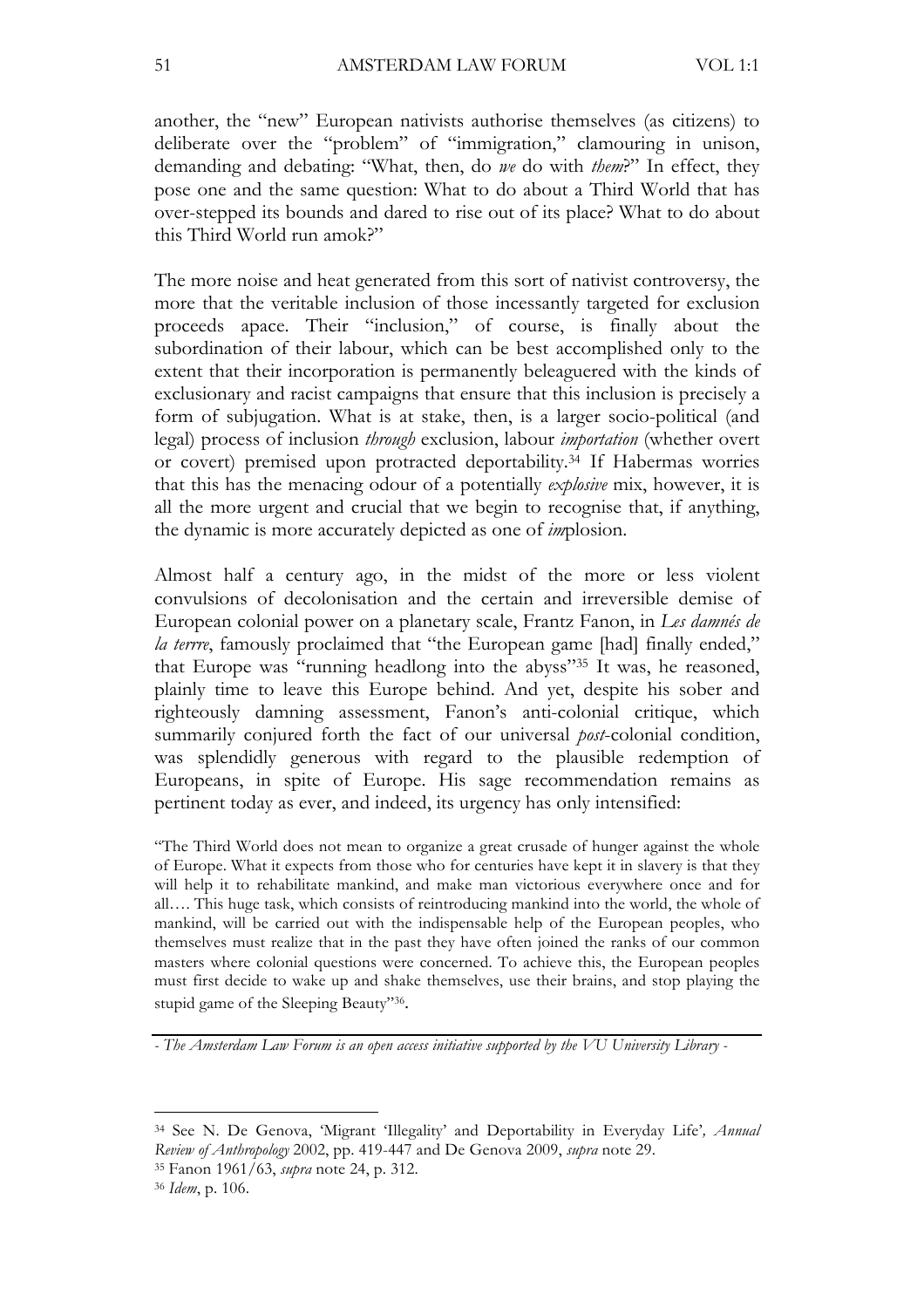another, the "new" European nativists authorise themselves (as citizens) to deliberate over the "problem" of "immigration," clamouring in unison, demanding and debating: "What, then, do *we* do with *them*?" In effect, they pose one and the same question: What to do about a Third World that has over-stepped its bounds and dared to rise out of its place? What to do about this Third World run amok?"

The more noise and heat generated from this sort of nativist controversy, the more that the veritable inclusion of those incessantly targeted for exclusion proceeds apace. Their "inclusion," of course, is finally about the subordination of their labour, which can be best accomplished only to the extent that their incorporation is permanently beleaguered with the kinds of exclusionary and racist campaigns that ensure that this inclusion is precisely a form of subjugation. What is at stake, then, is a larger socio-political (and legal) process of inclusion *through* exclusion, labour *importation* (whether overt or covert) premised upon protracted deportability.[34] If Habermas worries that this has the menacing odour of a potentially *explosive* mix, however, it is all the more urgent and crucial that we begin to recognise that, if anything, the dynamic is more accurately depicted as one of *im*plosion.

Almost half a century ago, in the midst of the more or less violent convulsions of decolonisation and the certain and irreversible demise of European colonial power on a planetary scale, Frantz Fanon, in *Les damnés de la terrre*, famously proclaimed that "the European game [had] finally ended," that Europe was "running headlong into the abyss"[35] It was, he reasoned, plainly time to leave this Europe behind. And yet, despite his sober and righteously damning assessment, Fanon's anti-colonial critique, which summarily conjured forth the fact of our universal *post*-colonial condition, was splendidly generous with regard to the plausible redemption of Europeans, in spite of Europe. His sage recommendation remains as pertinent today as ever, and indeed, its urgency has only intensified:

> "The Third World does not mean to organize a great crusade of hunger against the whole of Europe. What it expects from those who for centuries have kept it in slavery is that they will help it to rehabilitate mankind, and make man victorious everywhere once and for all…. This huge task, which consists of reintroducing mankind into the world, the whole of mankind, will be carried out with the indispensable help of the European peoples, who themselves must realize that in the past they have often joined the ranks of our common masters where colonial questions were concerned. To achieve this, the European peoples must first decide to wake up and shake themselves, use their brains, and stop playing the stupid game of the Sleeping Beauty"[36].

---

[34] See N. De Genova, 'Migrant 'Illegality' and Deportability in Everyday Life', *Annual Review of Anthropology* 2002, pp. 419-447 and De Genova 2009, *supra* note 29.

[35] Fanon 1961/63, *supra* note 24, p. 312.

[36] *Idem*, p. 106.